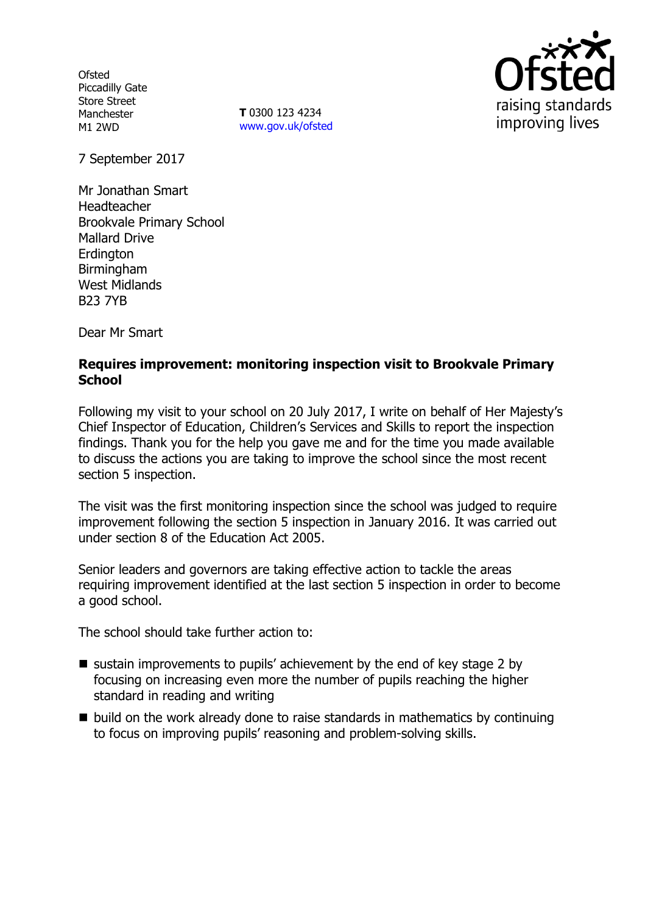Ofsted
Piccadilly Gate
Store Street
Manchester
M1 2WD

**T** 0300 123 4234
www.gov.uk/ofsted

Ofsted
raising standards
improving lives

7 September 2017

Mr Jonathan Smart
Headteacher
Brookvale Primary School
Mallard Drive
Erdington
Birmingham
West Midlands
B23 7YB

Dear Mr Smart

**Requires improvement: monitoring inspection visit to Brookvale Primary School**

Following my visit to your school on 20 July 2017, I write on behalf of Her Majesty's Chief Inspector of Education, Children's Services and Skills to report the inspection findings. Thank you for the help you gave me and for the time you made available to discuss the actions you are taking to improve the school since the most recent section 5 inspection.

The visit was the first monitoring inspection since the school was judged to require improvement following the section 5 inspection in January 2016. It was carried out under section 8 of the Education Act 2005.

Senior leaders and governors are taking effective action to tackle the areas requiring improvement identified at the last section 5 inspection in order to become a good school.

The school should take further action to:

- sustain improvements to pupils' achievement by the end of key stage 2 by focusing on increasing even more the number of pupils reaching the higher standard in reading and writing
- build on the work already done to raise standards in mathematics by continuing to focus on improving pupils' reasoning and problem-solving skills.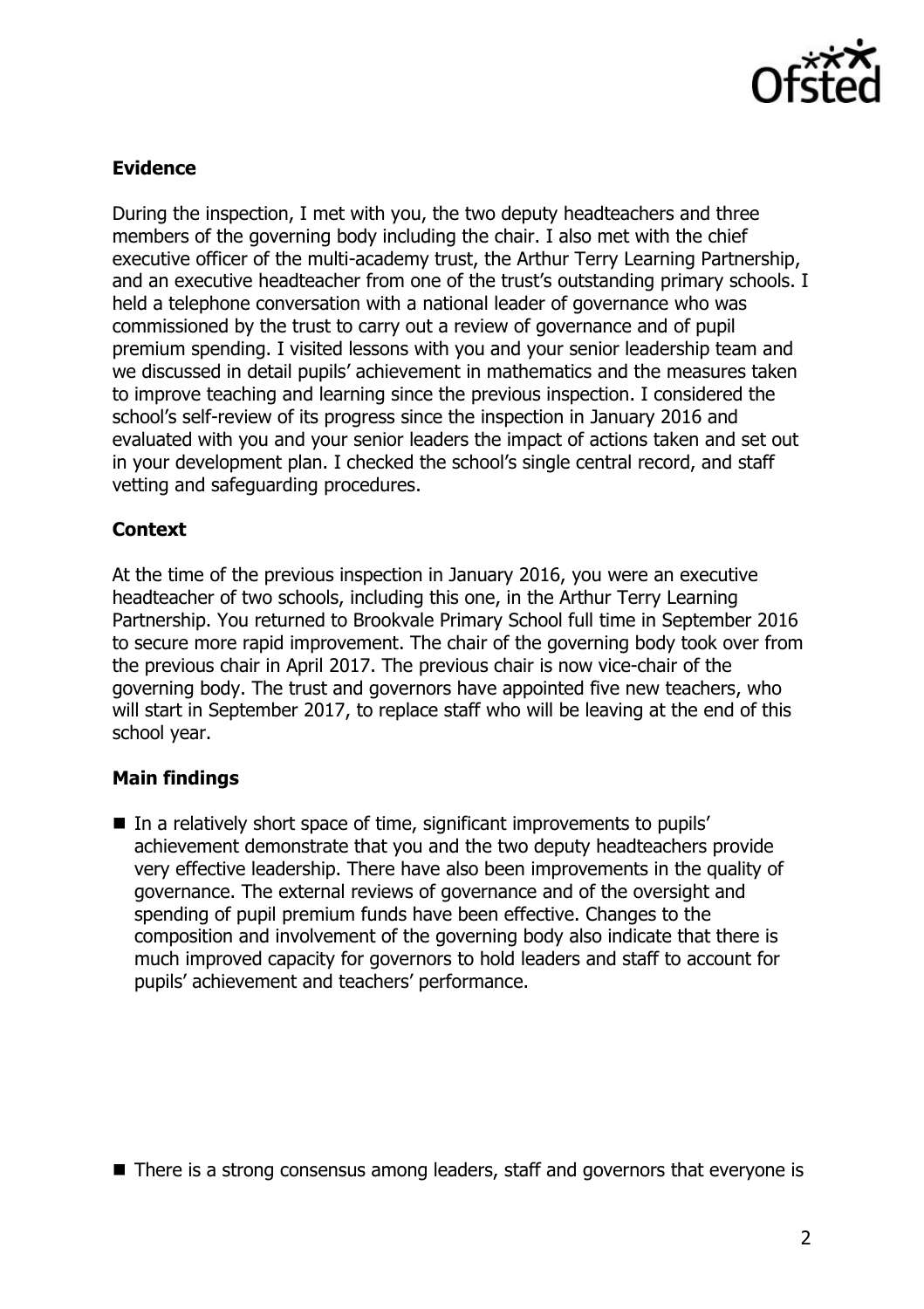## Evidence

During the inspection, I met with you, the two deputy headteachers and three members of the governing body including the chair. I also met with the chief executive officer of the multi-academy trust, the Arthur Terry Learning Partnership, and an executive headteacher from one of the trust's outstanding primary schools. I held a telephone conversation with a national leader of governance who was commissioned by the trust to carry out a review of governance and of pupil premium spending. I visited lessons with you and your senior leadership team and we discussed in detail pupils' achievement in mathematics and the measures taken to improve teaching and learning since the previous inspection. I considered the school's self-review of its progress since the inspection in January 2016 and evaluated with you and your senior leaders the impact of actions taken and set out in your development plan. I checked the school's single central record, and staff vetting and safeguarding procedures.

## Context

At the time of the previous inspection in January 2016, you were an executive headteacher of two schools, including this one, in the Arthur Terry Learning Partnership. You returned to Brookvale Primary School full time in September 2016 to secure more rapid improvement. The chair of the governing body took over from the previous chair in April 2017. The previous chair is now vice-chair of the governing body. The trust and governors have appointed five new teachers, who will start in September 2017, to replace staff who will be leaving at the end of this school year.

## Main findings

- In a relatively short space of time, significant improvements to pupils' achievement demonstrate that you and the two deputy headteachers provide very effective leadership. There have also been improvements in the quality of governance. The external reviews of governance and of the oversight and spending of pupil premium funds have been effective. Changes to the composition and involvement of the governing body also indicate that there is much improved capacity for governors to hold leaders and staff to account for pupils' achievement and teachers' performance.

- There is a strong consensus among leaders, staff and governors that everyone is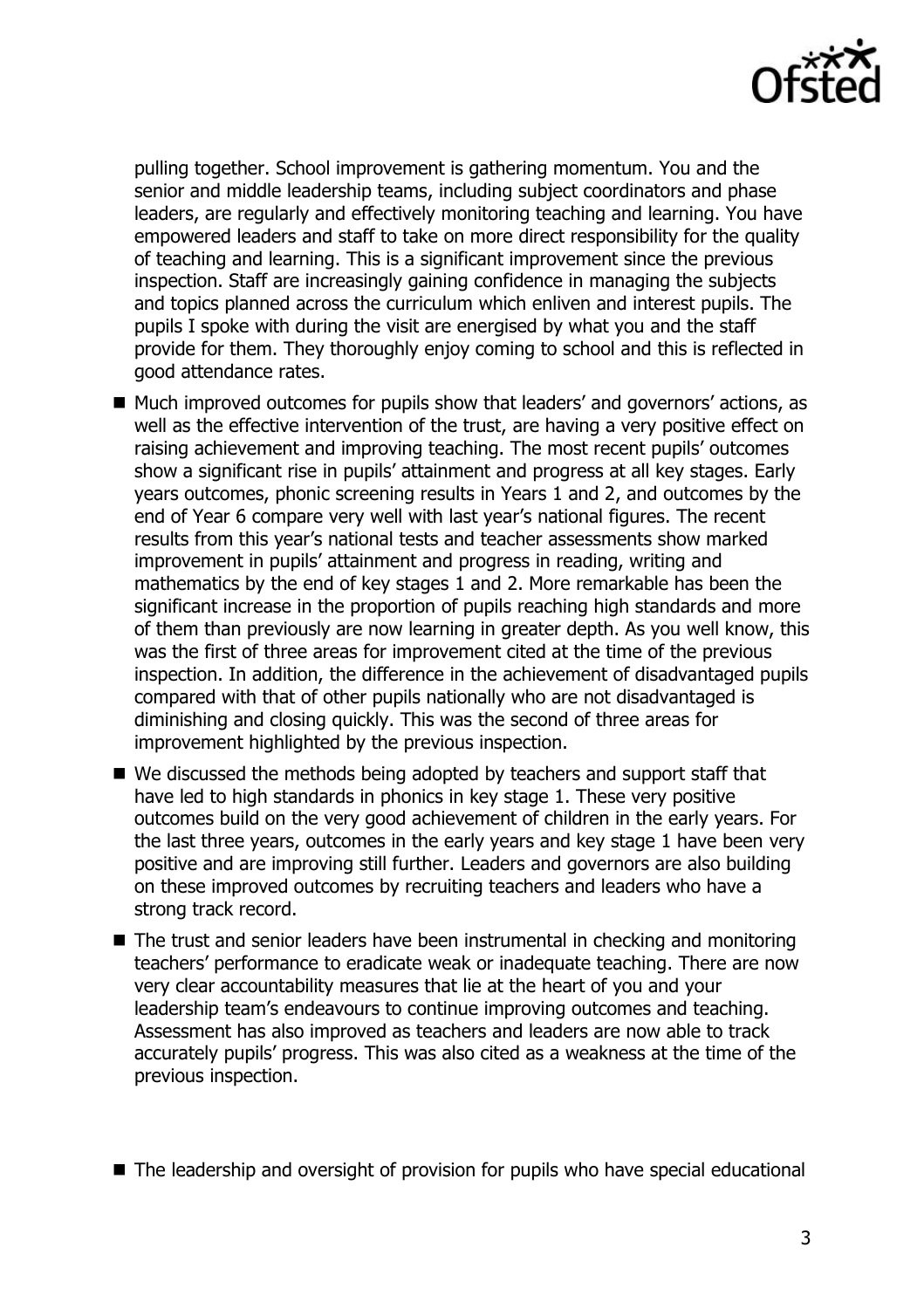pulling together. School improvement is gathering momentum. You and the senior and middle leadership teams, including subject coordinators and phase leaders, are regularly and effectively monitoring teaching and learning. You have empowered leaders and staff to take on more direct responsibility for the quality of teaching and learning. This is a significant improvement since the previous inspection. Staff are increasingly gaining confidence in managing the subjects and topics planned across the curriculum which enliven and interest pupils. The pupils I spoke with during the visit are energised by what you and the staff provide for them. They thoroughly enjoy coming to school and this is reflected in good attendance rates.

- Much improved outcomes for pupils show that leaders' and governors' actions, as well as the effective intervention of the trust, are having a very positive effect on raising achievement and improving teaching. The most recent pupils' outcomes show a significant rise in pupils' attainment and progress at all key stages. Early years outcomes, phonic screening results in Years 1 and 2, and outcomes by the end of Year 6 compare very well with last year's national figures. The recent results from this year's national tests and teacher assessments show marked improvement in pupils' attainment and progress in reading, writing and mathematics by the end of key stages 1 and 2. More remarkable has been the significant increase in the proportion of pupils reaching high standards and more of them than previously are now learning in greater depth. As you well know, this was the first of three areas for improvement cited at the time of the previous inspection. In addition, the difference in the achievement of disadvantaged pupils compared with that of other pupils nationally who are not disadvantaged is diminishing and closing quickly. This was the second of three areas for improvement highlighted by the previous inspection.
- We discussed the methods being adopted by teachers and support staff that have led to high standards in phonics in key stage 1. These very positive outcomes build on the very good achievement of children in the early years. For the last three years, outcomes in the early years and key stage 1 have been very positive and are improving still further. Leaders and governors are also building on these improved outcomes by recruiting teachers and leaders who have a strong track record.
- The trust and senior leaders have been instrumental in checking and monitoring teachers' performance to eradicate weak or inadequate teaching. There are now very clear accountability measures that lie at the heart of you and your leadership team's endeavours to continue improving outcomes and teaching. Assessment has also improved as teachers and leaders are now able to track accurately pupils' progress. This was also cited as a weakness at the time of the previous inspection.
- The leadership and oversight of provision for pupils who have special educational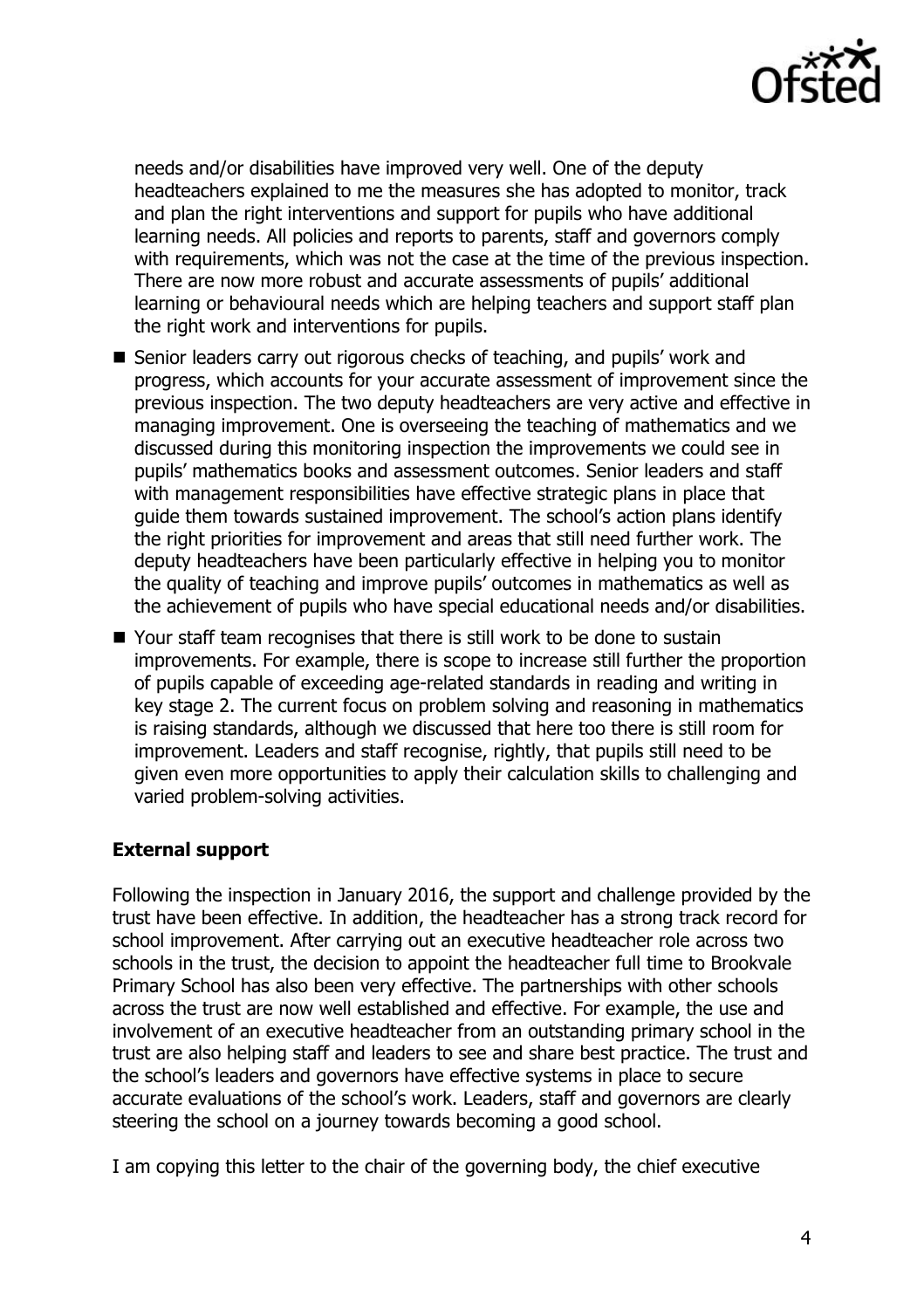needs and/or disabilities have improved very well. One of the deputy headteachers explained to me the measures she has adopted to monitor, track and plan the right interventions and support for pupils who have additional learning needs. All policies and reports to parents, staff and governors comply with requirements, which was not the case at the time of the previous inspection. There are now more robust and accurate assessments of pupils' additional learning or behavioural needs which are helping teachers and support staff plan the right work and interventions for pupils.

- Senior leaders carry out rigorous checks of teaching, and pupils' work and progress, which accounts for your accurate assessment of improvement since the previous inspection. The two deputy headteachers are very active and effective in managing improvement. One is overseeing the teaching of mathematics and we discussed during this monitoring inspection the improvements we could see in pupils' mathematics books and assessment outcomes. Senior leaders and staff with management responsibilities have effective strategic plans in place that guide them towards sustained improvement. The school's action plans identify the right priorities for improvement and areas that still need further work. The deputy headteachers have been particularly effective in helping you to monitor the quality of teaching and improve pupils' outcomes in mathematics as well as the achievement of pupils who have special educational needs and/or disabilities.
- Your staff team recognises that there is still work to be done to sustain improvements. For example, there is scope to increase still further the proportion of pupils capable of exceeding age-related standards in reading and writing in key stage 2. The current focus on problem solving and reasoning in mathematics is raising standards, although we discussed that here too there is still room for improvement. Leaders and staff recognise, rightly, that pupils still need to be given even more opportunities to apply their calculation skills to challenging and varied problem-solving activities.

**External support**

Following the inspection in January 2016, the support and challenge provided by the trust have been effective. In addition, the headteacher has a strong track record for school improvement. After carrying out an executive headteacher role across two schools in the trust, the decision to appoint the headteacher full time to Brookvale Primary School has also been very effective. The partnerships with other schools across the trust are now well established and effective. For example, the use and involvement of an executive headteacher from an outstanding primary school in the trust are also helping staff and leaders to see and share best practice. The trust and the school's leaders and governors have effective systems in place to secure accurate evaluations of the school's work. Leaders, staff and governors are clearly steering the school on a journey towards becoming a good school.

I am copying this letter to the chair of the governing body, the chief executive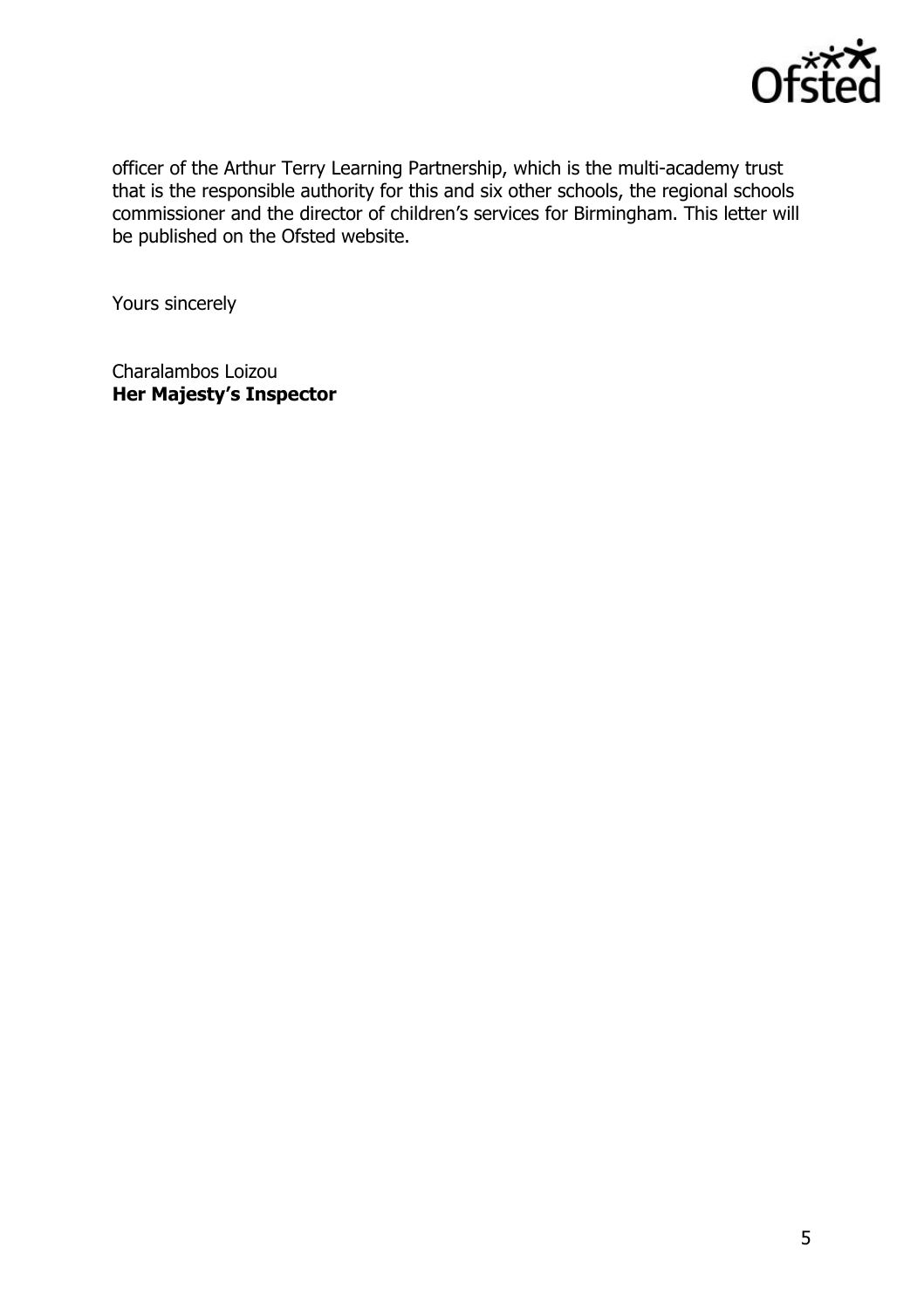officer of the Arthur Terry Learning Partnership, which is the multi-academy trust that is the responsible authority for this and six other schools, the regional schools commissioner and the director of children's services for Birmingham. This letter will be published on the Ofsted website.

Yours sincerely

Charalambos Loizou
**Her Majesty's Inspector**